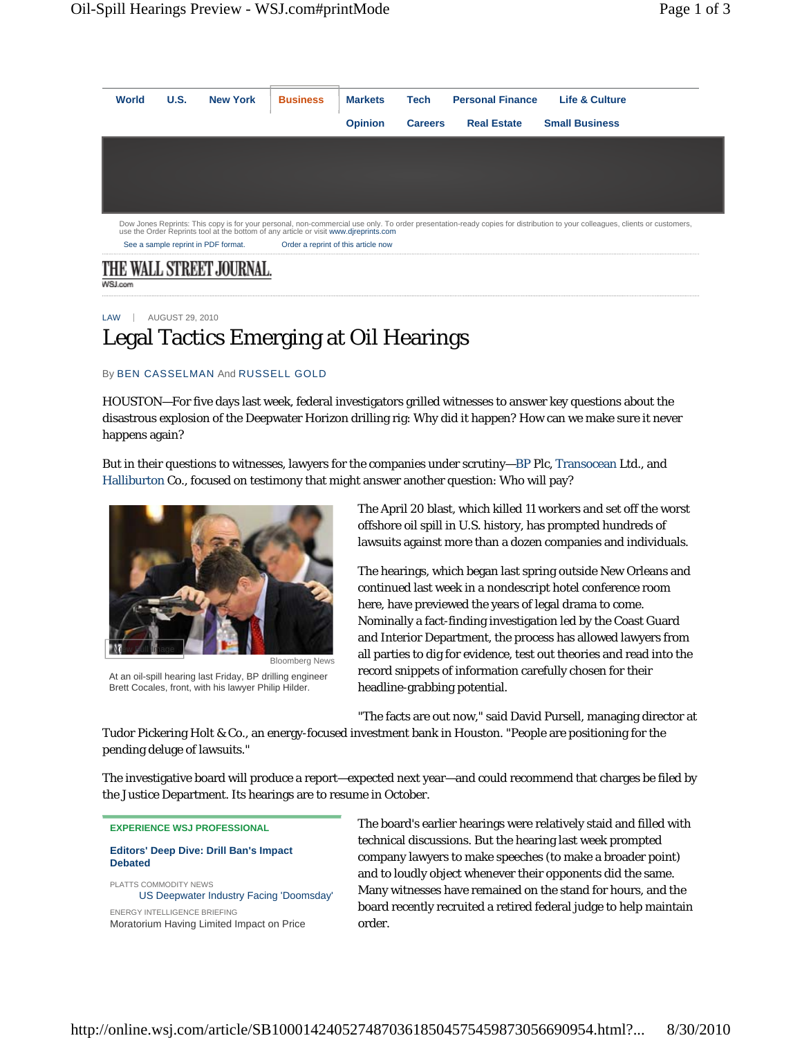World | U.S. | New York | Business | Markets | Tech | Personal Finance | Life & Culture
Opinion | Careers | Real Estate | Small Business

Dow Jones Reprints: This copy is for your personal, non-commercial use only. To order presentation-ready copies for distribution to your colleagues, clients or customers, use the Order Reprints tool at the bottom of any article or visit www.djreprints.com

See a sample reprint in PDF format. Order a reprint of this article now

THE WALL STREET JOURNAL.
WSJ.com

LAW | AUGUST 29, 2010

# Legal Tactics Emerging at Oil Hearings

By BEN CASSELMAN And RUSSELL GOLD

HOUSTON—For five days last week, federal investigators grilled witnesses to answer key questions about the disastrous explosion of the Deepwater Horizon drilling rig: Why did it happen? How can we make sure it never happens again?

But in their questions to witnesses, lawyers for the companies under scrutiny—BP Plc, Transocean Ltd., and Halliburton Co., focused on testimony that might answer another question: Who will pay?

Bloomberg News

At an oil-spill hearing last Friday, BP drilling engineer Brett Cocales, front, with his lawyer Philip Hilder.

The April 20 blast, which killed 11 workers and set off the worst offshore oil spill in U.S. history, has prompted hundreds of lawsuits against more than a dozen companies and individuals.

The hearings, which began last spring outside New Orleans and continued last week in a nondescript hotel conference room here, have previewed the years of legal drama to come. Nominally a fact-finding investigation led by the Coast Guard and Interior Department, the process has allowed lawyers from all parties to dig for evidence, test out theories and read into the record snippets of information carefully chosen for their headline-grabbing potential.

"The facts are out now," said David Pursell, managing director at Tudor Pickering Holt & Co., an energy-focused investment bank in Houston. "People are positioning for the pending deluge of lawsuits."

The investigative board will produce a report—expected next year—and could recommend that charges be filed by the Justice Department. Its hearings are to resume in October.

**EXPERIENCE WSJ PROFESSIONAL**

**Editors' Deep Dive: Drill Ban's Impact Debated**

PLATTS COMMODITY NEWS
US Deepwater Industry Facing 'Doomsday'

ENERGY INTELLIGENCE BRIEFING
Moratorium Having Limited Impact on Price

The board's earlier hearings were relatively staid and filled with technical discussions. But the hearing last week prompted company lawyers to make speeches (to make a broader point) and to loudly object whenever their opponents did the same. Many witnesses have remained on the stand for hours, and the board recently recruited a retired federal judge to help maintain order.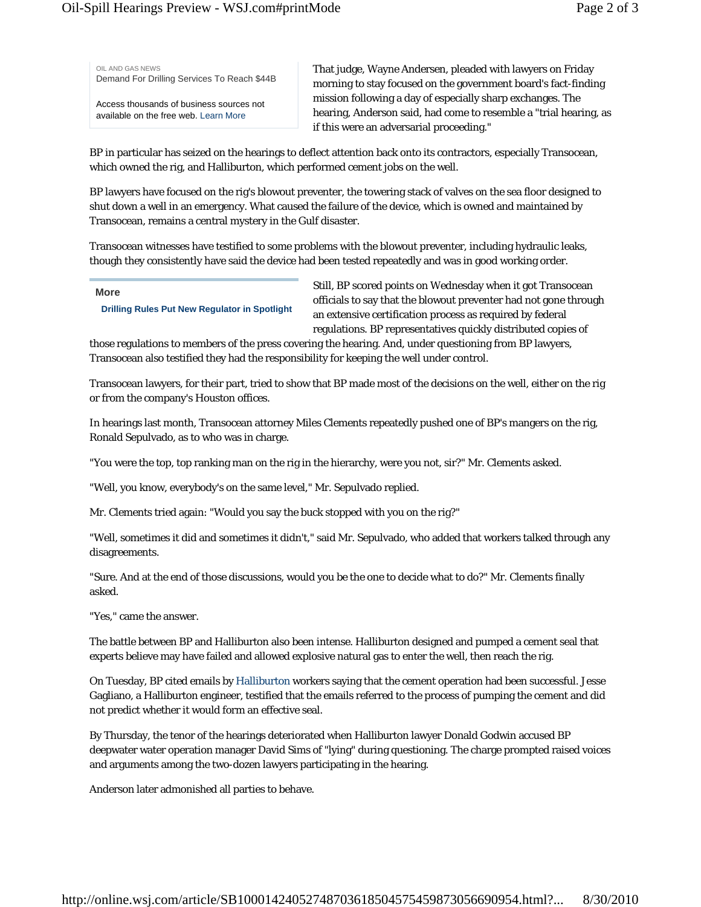OIL AND GAS NEWS
Demand For Drilling Services To Reach $44B

Access thousands of business sources not available on the free web. Learn More

That judge, Wayne Andersen, pleaded with lawyers on Friday morning to stay focused on the government board's fact-finding mission following a day of especially sharp exchanges. The hearing, Anderson said, had come to resemble a "trial hearing, as if this were an adversarial proceeding."

BP in particular has seized on the hearings to deflect attention back onto its contractors, especially Transocean, which owned the rig, and Halliburton, which performed cement jobs on the well.

BP lawyers have focused on the rig's blowout preventer, the towering stack of valves on the sea floor designed to shut down a well in an emergency. What caused the failure of the device, which is owned and maintained by Transocean, remains a central mystery in the Gulf disaster.

Transocean witnesses have testified to some problems with the blowout preventer, including hydraulic leaks, though they consistently have said the device had been tested repeatedly and was in good working order.

**More**

**Drilling Rules Put New Regulator in Spotlight**

Still, BP scored points on Wednesday when it got Transocean officials to say that the blowout preventer had not gone through an extensive certification process as required by federal regulations. BP representatives quickly distributed copies of those regulations to members of the press covering the hearing. And, under questioning from BP lawyers, Transocean also testified they had the responsibility for keeping the well under control.

Transocean lawyers, for their part, tried to show that BP made most of the decisions on the well, either on the rig or from the company's Houston offices.

In hearings last month, Transocean attorney Miles Clements repeatedly pushed one of BP's mangers on the rig, Ronald Sepulvado, as to who was in charge.

"You were the top, top ranking man on the rig in the hierarchy, were you not, sir?" Mr. Clements asked.

"Well, you know, everybody's on the same level," Mr. Sepulvado replied.

Mr. Clements tried again: "Would you say the buck stopped with you on the rig?"

"Well, sometimes it did and sometimes it didn't," said Mr. Sepulvado, who added that workers talked through any disagreements.

"Sure. And at the end of those discussions, would you be the one to decide what to do?" Mr. Clements finally asked.

"Yes," came the answer.

The battle between BP and Halliburton also been intense. Halliburton designed and pumped a cement seal that experts believe may have failed and allowed explosive natural gas to enter the well, then reach the rig.

On Tuesday, BP cited emails by Halliburton workers saying that the cement operation had been successful. Jesse Gagliano, a Halliburton engineer, testified that the emails referred to the process of pumping the cement and did not predict whether it would form an effective seal.

By Thursday, the tenor of the hearings deteriorated when Halliburton lawyer Donald Godwin accused BP deepwater water operation manager David Sims of "lying" during questioning. The charge prompted raised voices and arguments among the two-dozen lawyers participating in the hearing.

Anderson later admonished all parties to behave.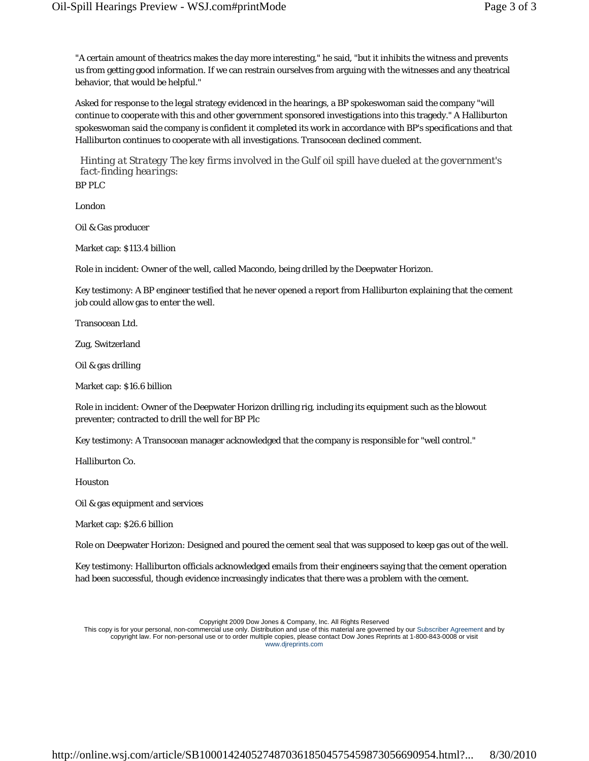"A certain amount of theatrics makes the day more interesting," he said, "but it inhibits the witness and prevents us from getting good information. If we can restrain ourselves from arguing with the witnesses and any theatrical behavior, that would be helpful."

Asked for response to the legal strategy evidenced in the hearings, a BP spokeswoman said the company "will continue to cooperate with this and other government sponsored investigations into this tragedy." A Halliburton spokeswoman said the company is confident it completed its work in accordance with BP's specifications and that Halliburton continues to cooperate with all investigations. Transocean declined comment.

*Hinting at Strategy The key firms involved in the Gulf oil spill have dueled at the government's fact-finding hearings:*

BP PLC

London

Oil & Gas producer

Market cap: $113.4 billion

Role in incident: Owner of the well, called Macondo, being drilled by the Deepwater Horizon.

Key testimony: A BP engineer testified that he never opened a report from Halliburton explaining that the cement job could allow gas to enter the well.

Transocean Ltd.

Zug, Switzerland

Oil & gas drilling

Market cap: $16.6 billion

Role in incident: Owner of the Deepwater Horizon drilling rig, including its equipment such as the blowout preventer; contracted to drill the well for BP Plc

Key testimony: A Transocean manager acknowledged that the company is responsible for "well control."

Halliburton Co.

Houston

Oil & gas equipment and services

Market cap: $26.6 billion

Role on Deepwater Horizon: Designed and poured the cement seal that was supposed to keep gas out of the well.

Key testimony: Halliburton officials acknowledged emails from their engineers saying that the cement operation had been successful, though evidence increasingly indicates that there was a problem with the cement.

Copyright 2009 Dow Jones & Company, Inc. All Rights Reserved
This copy is for your personal, non-commercial use only. Distribution and use of this material are governed by our Subscriber Agreement and by copyright law. For non-personal use or to order multiple copies, please contact Dow Jones Reprints at 1-800-843-0008 or visit www.djreprints.com